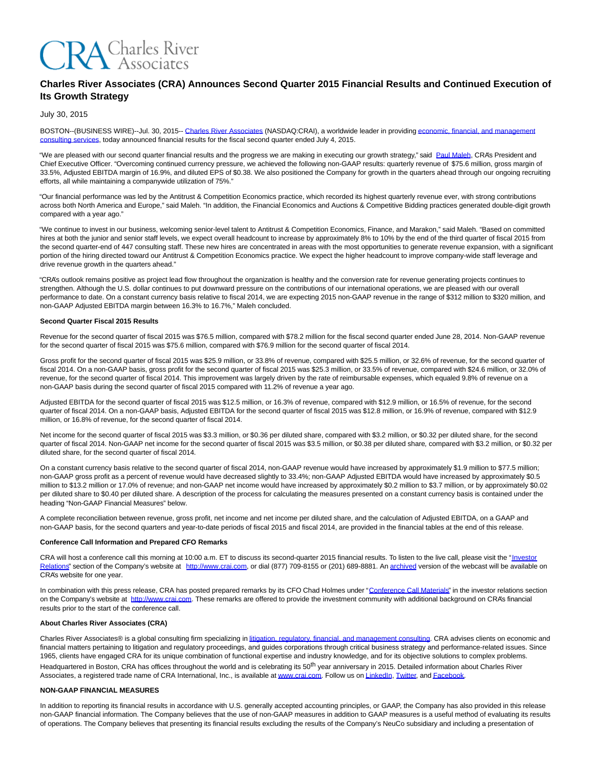CRA Charles River Associates

# Charles River Associates (CRA) Announces Second Quarter 2015 Financial Results and Continued Execution of Its Growth Strategy

July 30, 2015

BOSTON--(BUSINESS WIRE)--Jul. 30, 2015-- Charles River Associates (NASDAQ:CRAI), a worldwide leader in providing economic, financial, and management consulting services, today announced financial results for the fiscal second quarter ended July 4, 2015.

"We are pleased with our second quarter financial results and the progress we are making in executing our growth strategy," said Paul Maleh, CRA's President and Chief Executive Officer. "Overcoming continued currency pressure, we achieved the following non-GAAP results: quarterly revenue of $75.6 million, gross margin of 33.5%, Adjusted EBITDA margin of 16.9%, and diluted EPS of $0.38. We also positioned the Company for growth in the quarters ahead through our ongoing recruiting efforts, all while maintaining a companywide utilization of 75%."

"Our financial performance was led by the Antitrust & Competition Economics practice, which recorded its highest quarterly revenue ever, with strong contributions across both North America and Europe," said Maleh. "In addition, the Financial Economics and Auctions & Competitive Bidding practices generated double-digit growth compared with a year ago."

"We continue to invest in our business, welcoming senior-level talent to Antitrust & Competition Economics, Finance, and Marakon," said Maleh. "Based on committed hires at both the junior and senior staff levels, we expect overall headcount to increase by approximately 8% to 10% by the end of the third quarter of fiscal 2015 from the second quarter-end of 447 consulting staff. These new hires are concentrated in areas with the most opportunities to generate revenue expansion, with a significant portion of the hiring directed toward our Antitrust & Competition Economics practice. We expect the higher headcount to improve company-wide staff leverage and drive revenue growth in the quarters ahead."

"CRA's outlook remains positive as project lead flow throughout the organization is healthy and the conversion rate for revenue generating projects continues to strengthen. Although the U.S. dollar continues to put downward pressure on the contributions of our international operations, we are pleased with our overall performance to date. On a constant currency basis relative to fiscal 2014, we are expecting 2015 non-GAAP revenue in the range of $312 million to $320 million, and non-GAAP Adjusted EBITDA margin between 16.3% to 16.7%," Maleh concluded.

**Second Quarter Fiscal 2015 Results**

Revenue for the second quarter of fiscal 2015 was $76.5 million, compared with $78.2 million for the fiscal second quarter ended June 28, 2014. Non-GAAP revenue for the second quarter of fiscal 2015 was $75.6 million, compared with $76.9 million for the second quarter of fiscal 2014.

Gross profit for the second quarter of fiscal 2015 was $25.9 million, or 33.8% of revenue, compared with $25.5 million, or 32.6% of revenue, for the second quarter of fiscal 2014. On a non-GAAP basis, gross profit for the second quarter of fiscal 2015 was $25.3 million, or 33.5% of revenue, compared with $24.6 million, or 32.0% of revenue, for the second quarter of fiscal 2014. This improvement was largely driven by the rate of reimbursable expenses, which equaled 9.8% of revenue on a non-GAAP basis during the second quarter of fiscal 2015 compared with 11.2% of revenue a year ago.

Adjusted EBITDA for the second quarter of fiscal 2015 was $12.5 million, or 16.3% of revenue, compared with $12.9 million, or 16.5% of revenue, for the second quarter of fiscal 2014. On a non-GAAP basis, Adjusted EBITDA for the second quarter of fiscal 2015 was $12.8 million, or 16.9% of revenue, compared with $12.9 million, or 16.8% of revenue, for the second quarter of fiscal 2014.

Net income for the second quarter of fiscal 2015 was $3.3 million, or $0.36 per diluted share, compared with $3.2 million, or $0.32 per diluted share, for the second quarter of fiscal 2014. Non-GAAP net income for the second quarter of fiscal 2015 was $3.5 million, or $0.38 per diluted share, compared with $3.2 million, or $0.32 per diluted share, for the second quarter of fiscal 2014.

On a constant currency basis relative to the second quarter of fiscal 2014, non-GAAP revenue would have increased by approximately $1.9 million to $77.5 million; non-GAAP gross profit as a percent of revenue would have decreased slightly to 33.4%; non-GAAP Adjusted EBITDA would have increased by approximately $0.5 million to $13.2 million or 17.0% of revenue; and non-GAAP net income would have increased by approximately $0.2 million to $3.7 million, or by approximately $0.02 per diluted share to $0.40 per diluted share. A description of the process for calculating the measures presented on a constant currency basis is contained under the heading "Non-GAAP Financial Measures" below.

A complete reconciliation between revenue, gross profit, net income and net income per diluted share, and the calculation of Adjusted EBITDA, on a GAAP and non-GAAP basis, for the second quarters and year-to-date periods of fiscal 2015 and fiscal 2014, are provided in the financial tables at the end of this release.

**Conference Call Information and Prepared CFO Remarks**

CRA will host a conference call this morning at 10:00 a.m. ET to discuss its second-quarter 2015 financial results. To listen to the live call, please visit the "Investor Relations" section of the Company's website at http://www.crai.com, or dial (877) 709-8155 or (201) 689-8881. An archived version of the webcast will be available on CRA's website for one year.

In combination with this press release, CRA has posted prepared remarks by its CFO Chad Holmes under "Conference Call Materials" in the investor relations section on the Company's website at http://www.crai.com. These remarks are offered to provide the investment community with additional background on CRA's financial results prior to the start of the conference call.

**About Charles River Associates (CRA)**

Charles River Associates® is a global consulting firm specializing in litigation, regulatory, financial, and management consulting. CRA advises clients on economic and financial matters pertaining to litigation and regulatory proceedings, and guides corporations through critical business strategy and performance-related issues. Since 1965, clients have engaged CRA for its unique combination of functional expertise and industry knowledge, and for its objective solutions to complex problems. Headquartered in Boston, CRA has offices throughout the world and is celebrating its 50th year anniversary in 2015. Detailed information about Charles River Associates, a registered trade name of CRA International, Inc., is available at www.crai.com. Follow us on LinkedIn, Twitter, and Facebook.

**NON-GAAP FINANCIAL MEASURES**

In addition to reporting its financial results in accordance with U.S. generally accepted accounting principles, or GAAP, the Company has also provided in this release non-GAAP financial information. The Company believes that the use of non-GAAP measures in addition to GAAP measures is a useful method of evaluating its results of operations. The Company believes that presenting its financial results excluding the results of the Company's NeuCo subsidiary and including a presentation of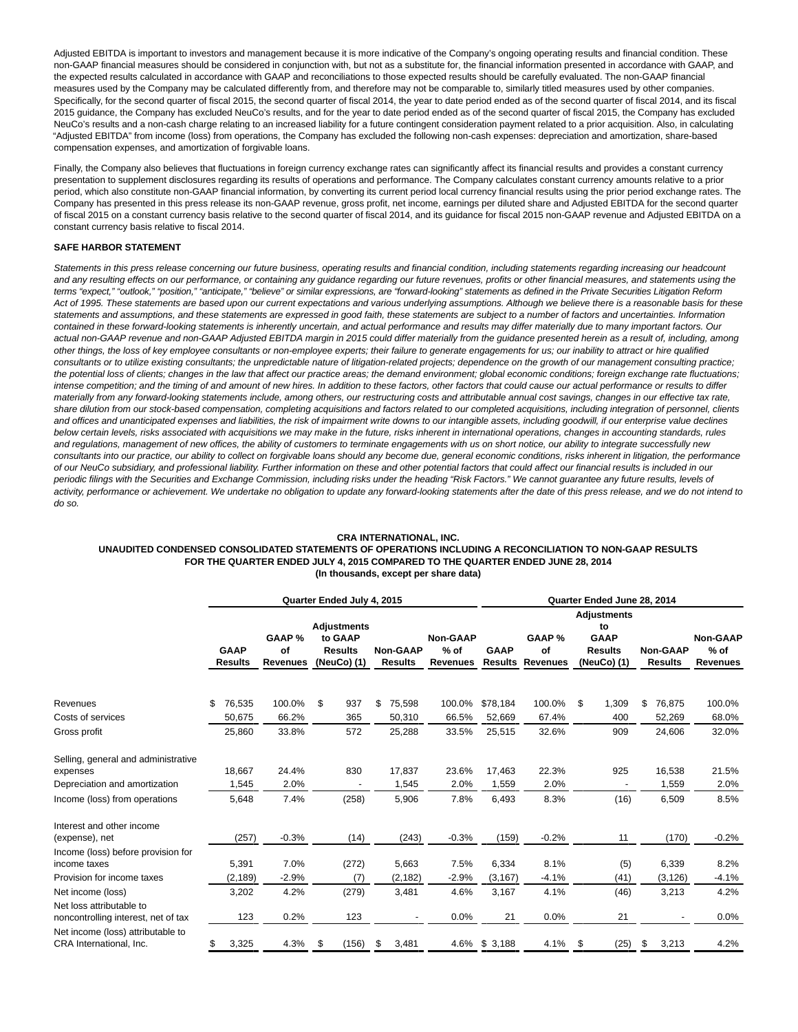Adjusted EBITDA is important to investors and management because it is more indicative of the Company's ongoing operating results and financial condition. These non-GAAP financial measures should be considered in conjunction with, but not as a substitute for, the financial information presented in accordance with GAAP, and the expected results calculated in accordance with GAAP and reconciliations to those expected results should be carefully evaluated. The non-GAAP financial measures used by the Company may be calculated differently from, and therefore may not be comparable to, similarly titled measures used by other companies. Specifically, for the second quarter of fiscal 2015, the second quarter of fiscal 2014, the year to date period ended as of the second quarter of fiscal 2014, and its fiscal 2015 guidance, the Company has excluded NeuCo's results, and for the year to date period ended as of the second quarter of fiscal 2015, the Company has excluded NeuCo's results and a non-cash charge relating to an increased liability for a future contingent consideration payment related to a prior acquisition. Also, in calculating "Adjusted EBITDA" from income (loss) from operations, the Company has excluded the following non-cash expenses: depreciation and amortization, share-based compensation expenses, and amortization of forgivable loans.

Finally, the Company also believes that fluctuations in foreign currency exchange rates can significantly affect its financial results and provides a constant currency presentation to supplement disclosures regarding its results of operations and performance. The Company calculates constant currency amounts relative to a prior period, which also constitute non-GAAP financial information, by converting its current period local currency financial results using the prior period exchange rates. The Company has presented in this press release its non-GAAP revenue, gross profit, net income, earnings per diluted share and Adjusted EBITDA for the second quarter of fiscal 2015 on a constant currency basis relative to the second quarter of fiscal 2014, and its guidance for fiscal 2015 non-GAAP revenue and Adjusted EBITDA on a constant currency basis relative to fiscal 2014.

**SAFE HARBOR STATEMENT**

*Statements in this press release concerning our future business, operating results and financial condition, including statements regarding increasing our headcount and any resulting effects on our performance, or containing any guidance regarding our future revenues, profits or other financial measures, and statements using the terms "expect," "outlook," "position," "anticipate," "believe" or similar expressions, are "forward-looking" statements as defined in the Private Securities Litigation Reform Act of 1995. These statements are based upon our current expectations and various underlying assumptions. Although we believe there is a reasonable basis for these statements and assumptions, and these statements are expressed in good faith, these statements are subject to a number of factors and uncertainties. Information contained in these forward-looking statements is inherently uncertain, and actual performance and results may differ materially due to many important factors. Our actual non-GAAP revenue and non-GAAP Adjusted EBITDA margin in 2015 could differ materially from the guidance presented herein as a result of, including, among other things, the loss of key employee consultants or non-employee experts; their failure to generate engagements for us; our inability to attract or hire qualified consultants or to utilize existing consultants; the unpredictable nature of litigation-related projects; dependence on the growth of our management consulting practice; the potential loss of clients; changes in the law that affect our practice areas; the demand environment; global economic conditions; foreign exchange rate fluctuations; intense competition; and the timing of and amount of new hires. In addition to these factors, other factors that could cause our actual performance or results to differ materially from any forward-looking statements include, among others, our restructuring costs and attributable annual cost savings, changes in our effective tax rate, share dilution from our stock-based compensation, completing acquisitions and factors related to our completed acquisitions, including integration of personnel, clients and offices and unanticipated expenses and liabilities, the risk of impairment write downs to our intangible assets, including goodwill, if our enterprise value declines below certain levels, risks associated with acquisitions we may make in the future, risks inherent in international operations, changes in accounting standards, rules and regulations, management of new offices, the ability of customers to terminate engagements with us on short notice, our ability to integrate successfully new consultants into our practice, our ability to collect on forgivable loans should any become due, general economic conditions, risks inherent in litigation, the performance of our NeuCo subsidiary, and professional liability. Further information on these and other potential factors that could affect our financial results is included in our periodic filings with the Securities and Exchange Commission, including risks under the heading "Risk Factors." We cannot guarantee any future results, levels of activity, performance or achievement. We undertake no obligation to update any forward-looking statements after the date of this press release, and we do not intend to do so.*

**CRA INTERNATIONAL, INC.**
**UNAUDITED CONDENSED CONSOLIDATED STATEMENTS OF OPERATIONS INCLUDING A RECONCILIATION TO NON-GAAP RESULTS**
**FOR THE QUARTER ENDED JULY 4, 2015 COMPARED TO THE QUARTER ENDED JUNE 28, 2014**
**(In thousands, except per share data)**

| | Quarter Ended July 4, 2015 | | | | | Quarter Ended June 28, 2014 | | | | |
|---|---|---|---|---|---|---|---|---|---|---|
| | GAAP Results | GAAP % of Revenues | Adjustments to GAAP Results (NeuCo) (1) | Non-GAAP Results | Non-GAAP % of Revenues | GAAP Results | GAAP % of Revenues | Adjustments to GAAP Results (NeuCo) (1) | Non-GAAP Results | Non-GAAP % of Revenues |
| Revenues | $ 76,535 | 100.0% | $ 937 | $ 75,598 | 100.0% | $78,184 | 100.0% | $ 1,309 | $ 76,875 | 100.0% |
| Costs of services | 50,675 | 66.2% | 365 | 50,310 | 66.5% | 52,669 | 67.4% | 400 | 52,269 | 68.0% |
| Gross profit | 25,860 | 33.8% | 572 | 25,288 | 33.5% | 25,515 | 32.6% | 909 | 24,606 | 32.0% |
| Selling, general and administrative expenses | 18,667 | 24.4% | 830 | 17,837 | 23.6% | 17,463 | 22.3% | 925 | 16,538 | 21.5% |
| Depreciation and amortization | 1,545 | 2.0% | - | 1,545 | 2.0% | 1,559 | 2.0% | - | 1,559 | 2.0% |
| Income (loss) from operations | 5,648 | 7.4% | (258) | 5,906 | 7.8% | 6,493 | 8.3% | (16) | 6,509 | 8.5% |
| Interest and other income (expense), net | (257) | -0.3% | (14) | (243) | -0.3% | (159) | -0.2% | 11 | (170) | -0.2% |
| Income (loss) before provision for income taxes | 5,391 | 7.0% | (272) | 5,663 | 7.5% | 6,334 | 8.1% | (5) | 6,339 | 8.2% |
| Provision for income taxes | (2,189) | -2.9% | (7) | (2,182) | -2.9% | (3,167) | -4.1% | (41) | (3,126) | -4.1% |
| Net income (loss) | 3,202 | 4.2% | (279) | 3,481 | 4.6% | 3,167 | 4.1% | (46) | 3,213 | 4.2% |
| Net loss attributable to noncontrolling interest, net of tax | 123 | 0.2% | 123 | - | 0.0% | 21 | 0.0% | 21 | - | 0.0% |
| Net income (loss) attributable to CRA International, Inc. | $ 3,325 | 4.3% | $ (156) | $ 3,481 | 4.6% | $ 3,188 | 4.1% | $ (25) | $ 3,213 | 4.2% |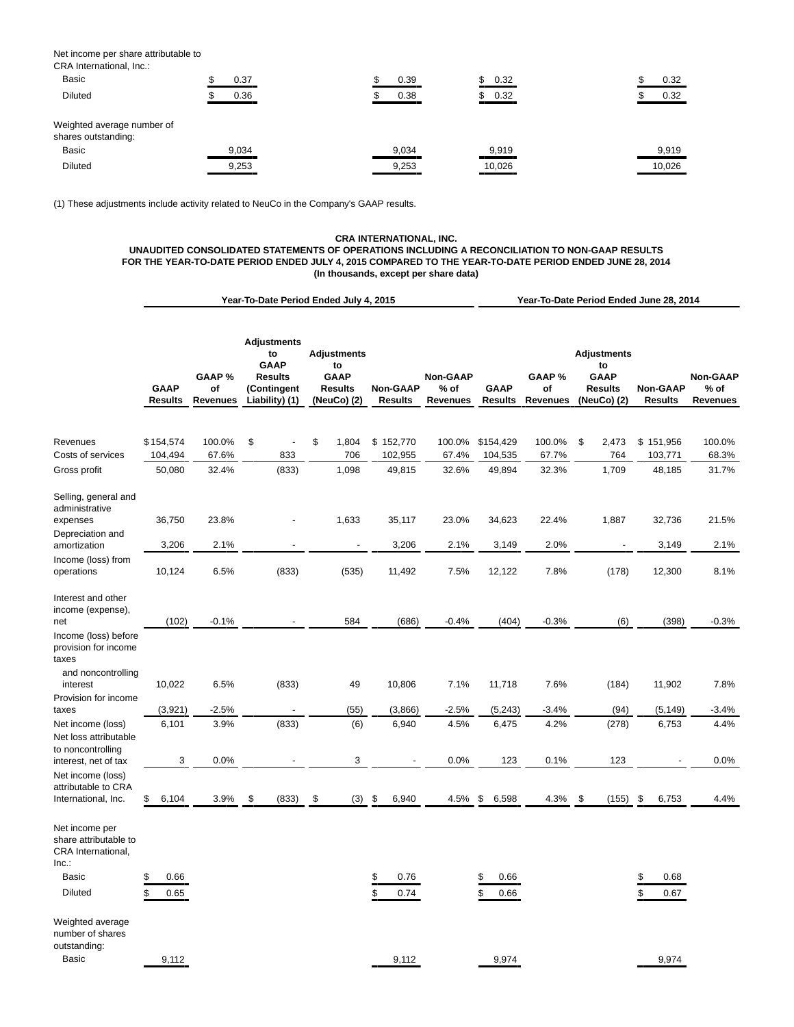| | | | | |
|---|---|---|---|---|
| Net income per share attributable to CRA International, Inc.: | | | | |
| Basic | $ 0.37 | $ 0.39 | $ 0.32 | $ 0.32 |
| Diluted | $ 0.36 | $ 0.38 | $ 0.32 | $ 0.32 |
| Weighted average number of shares outstanding: | | | | |
| Basic | 9,034 | 9,034 | 9,919 | 9,919 |
| Diluted | 9,253 | 9,253 | 10,026 | 10,026 |

(1) These adjustments include activity related to NeuCo in the Company's GAAP results.

**CRA INTERNATIONAL, INC.**
**UNAUDITED CONSOLIDATED STATEMENTS OF OPERATIONS INCLUDING A RECONCILIATION TO NON-GAAP RESULTS**
**FOR THE YEAR-TO-DATE PERIOD ENDED JULY 4, 2015 COMPARED TO THE YEAR-TO-DATE PERIOD ENDED JUNE 28, 2014**
**(In thousands, except per share data)**

| | Year-To-Date Period Ended July 4, 2015 | | | | | | Year-To-Date Period Ended June 28, 2014 | | | | |
|---|---|---|---|---|---|---|---|---|---|---|---|
| | GAAP Results | GAAP % of Revenues | Adjustments to GAAP Results (Contingent Liability) (1) | Adjustments to GAAP Results (NeuCo) (2) | Non-GAAP Results | Non-GAAP % of Revenues | GAAP Results | GAAP % of Revenues | Adjustments to GAAP Results (NeuCo) (2) | Non-GAAP Results | Non-GAAP % of Revenues |
| Revenues | $154,574 | 100.0% | $ - | $ 1,804 | $ 152,770 | 100.0% | $154,429 | 100.0% | $ 2,473 | $ 151,956 | 100.0% |
| Costs of services | 104,494 | 67.6% | 833 | 706 | 102,955 | 67.4% | 104,535 | 67.7% | 764 | 103,771 | 68.3% |
| Gross profit | 50,080 | 32.4% | (833) | 1,098 | 49,815 | 32.6% | 49,894 | 32.3% | 1,709 | 48,185 | 31.7% |
| Selling, general and administrative expenses | 36,750 | 23.8% | - | 1,633 | 35,117 | 23.0% | 34,623 | 22.4% | 1,887 | 32,736 | 21.5% |
| Depreciation and amortization | 3,206 | 2.1% | - | - | 3,206 | 2.1% | 3,149 | 2.0% | - | 3,149 | 2.1% |
| Income (loss) from operations | 10,124 | 6.5% | (833) | (535) | 11,492 | 7.5% | 12,122 | 7.8% | (178) | 12,300 | 8.1% |
| Interest and other income (expense), net | (102) | -0.1% | - | 584 | (686) | -0.4% | (404) | -0.3% | (6) | (398) | -0.3% |
| Income (loss) before provision for income taxes and noncontrolling interest | 10,022 | 6.5% | (833) | 49 | 10,806 | 7.1% | 11,718 | 7.6% | (184) | 11,902 | 7.8% |
| Provision for income taxes | (3,921) | -2.5% | - | (55) | (3,866) | -2.5% | (5,243) | -3.4% | (94) | (5,149) | -3.4% |
| Net income (loss) | 6,101 | 3.9% | (833) | (6) | 6,940 | 4.5% | 6,475 | 4.2% | (278) | 6,753 | 4.4% |
| Net loss attributable to noncontrolling interest, net of tax | 3 | 0.0% | - | 3 | - | 0.0% | 123 | 0.1% | 123 | - | 0.0% |
| Net income (loss) attributable to CRA International, Inc. | $ 6,104 | 3.9% | $ (833) | $ (3) | $ 6,940 | 4.5% | $ 6,598 | 4.3% | $ (155) | $ 6,753 | 4.4% |
| Net income per share attributable to CRA International, Inc.: | | | | | | | | | | | |
| Basic | $ 0.66 | | | | $ 0.76 | | $ 0.66 | | | $ 0.68 | |
| Diluted | $ 0.65 | | | | $ 0.74 | | $ 0.66 | | | $ 0.67 | |
| Weighted average number of shares outstanding: | | | | | | | | | | | |
| Basic | 9,112 | | | | 9,112 | | 9,974 | | | 9,974 | |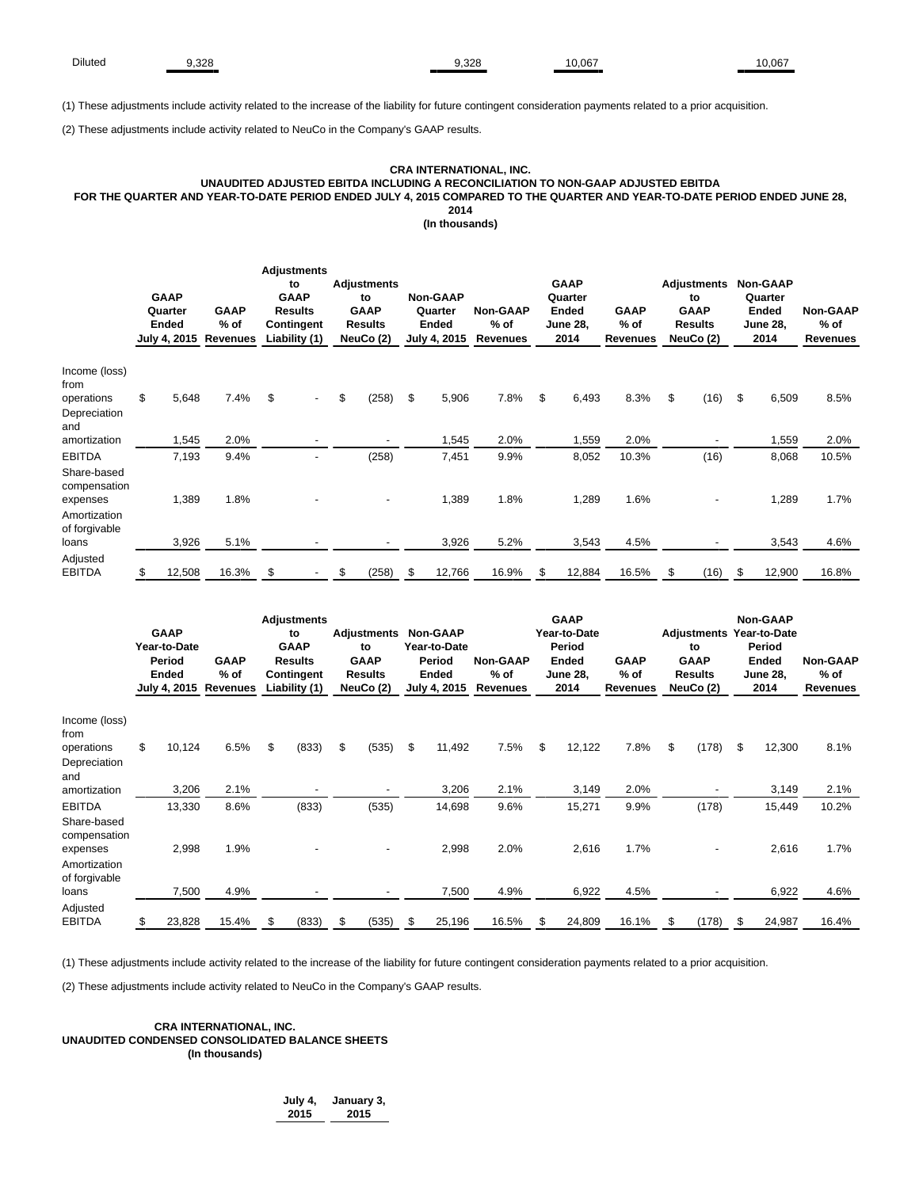| Diluted | 9,328 | | | 9,328 | 10,067 | | 10,067 |
|---|---|---|---|---|---|---|---|

(1) These adjustments include activity related to the increase of the liability for future contingent consideration payments related to a prior acquisition.

(2) These adjustments include activity related to NeuCo in the Company's GAAP results.

**CRA INTERNATIONAL, INC.**
**UNAUDITED ADJUSTED EBITDA INCLUDING A RECONCILIATION TO NON-GAAP ADJUSTED EBITDA**
**FOR THE QUARTER AND YEAR-TO-DATE PERIOD ENDED JULY 4, 2015 COMPARED TO THE QUARTER AND YEAR-TO-DATE PERIOD ENDED JUNE 28, 2014**
**(In thousands)**

| | GAAP Quarter Ended July 4, 2015 | GAAP % of Revenues | Adjustments to GAAP Results Contingent Liability (1) | Adjustments to GAAP Results NeuCo (2) | Non-GAAP Quarter Ended July 4, 2015 | Non-GAAP % of Revenues | GAAP Quarter Ended June 28, 2014 | GAAP % of Revenues | Adjustments to GAAP Results NeuCo (2) | Non-GAAP Quarter Ended June 28, 2014 | Non-GAAP % of Revenues |
|---|---|---|---|---|---|---|---|---|---|---|---|
| Income (loss) from operations | $ 5,648 | 7.4% | $ - | $ (258) | $ 5,906 | 7.8% | $ 6,493 | 8.3% | $ (16) | $ 6,509 | 8.5% |
| Depreciation and amortization | 1,545 | 2.0% | - | - | 1,545 | 2.0% | 1,559 | 2.0% | - | 1,559 | 2.0% |
| EBITDA | 7,193 | 9.4% | - | (258) | 7,451 | 9.9% | 8,052 | 10.3% | (16) | 8,068 | 10.5% |
| Share-based compensation expenses | 1,389 | 1.8% | - | - | 1,389 | 1.8% | 1,289 | 1.6% | - | 1,289 | 1.7% |
| Amortization of forgivable loans | 3,926 | 5.1% | - | - | 3,926 | 5.2% | 3,543 | 4.5% | - | 3,543 | 4.6% |
| Adjusted EBITDA | $ 12,508 | 16.3% | $ - | $ (258) | $ 12,766 | 16.9% | $ 12,884 | 16.5% | $ (16) | $ 12,900 | 16.8% |

| | GAAP Year-to-Date Period Ended July 4, 2015 | GAAP % of Revenues | Adjustments to GAAP Results Contingent Liability (1) | Adjustments to GAAP Results NeuCo (2) | Non-GAAP Year-to-Date Period Ended July 4, 2015 | Non-GAAP % of Revenues | GAAP Year-to-Date Period Ended June 28, 2014 | GAAP % of Revenues | Adjustments to GAAP Results NeuCo (2) | Non-GAAP Year-to-Date Period Ended June 28, 2014 | Non-GAAP % of Revenues |
|---|---|---|---|---|---|---|---|---|---|---|---|
| Income (loss) from operations | $ 10,124 | 6.5% | $ (833) | $ (535) | $ 11,492 | 7.5% | $ 12,122 | 7.8% | $ (178) | $ 12,300 | 8.1% |
| Depreciation and amortization | 3,206 | 2.1% | - | - | 3,206 | 2.1% | 3,149 | 2.0% | - | 3,149 | 2.1% |
| EBITDA | 13,330 | 8.6% | (833) | (535) | 14,698 | 9.6% | 15,271 | 9.9% | (178) | 15,449 | 10.2% |
| Share-based compensation expenses | 2,998 | 1.9% | - | - | 2,998 | 2.0% | 2,616 | 1.7% | - | 2,616 | 1.7% |
| Amortization of forgivable loans | 7,500 | 4.9% | - | - | 7,500 | 4.9% | 6,922 | 4.5% | - | 6,922 | 4.6% |
| Adjusted EBITDA | $ 23,828 | 15.4% | $ (833) | $ (535) | $ 25,196 | 16.5% | $ 24,809 | 16.1% | $ (178) | $ 24,987 | 16.4% |

(1) These adjustments include activity related to the increase of the liability for future contingent consideration payments related to a prior acquisition.

(2) These adjustments include activity related to NeuCo in the Company's GAAP results.

**CRA INTERNATIONAL, INC.**
**UNAUDITED CONDENSED CONSOLIDATED BALANCE SHEETS**
**(In thousands)**

| | July 4, 2015 | January 3, 2015 |
|---|---|---|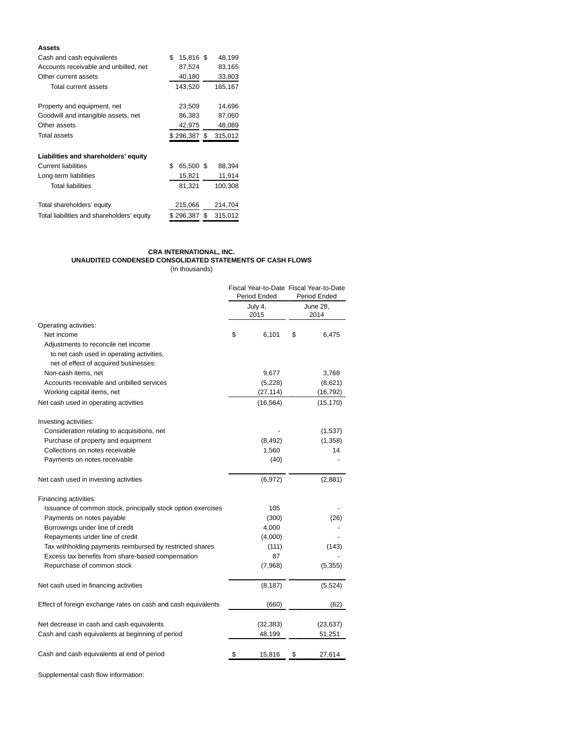| **Assets** | | |
|---|---|---|
| Cash and cash equivalents | $ 15,816 | $ 48,199 |
| Accounts receivable and unbilled, net | 87,524 | 83,165 |
| Other current assets | 40,180 | 33,803 |
| Total current assets | 143,520 | 165,167 |
| | | |
| Property and equipment, net | 23,509 | 14,696 |
| Goodwill and intangible assets, net | 86,383 | 87,060 |
| Other assets | 42,975 | 48,089 |
| Total assets | $ 296,387 | $ 315,012 |
| | | |
| **Liabilities and shareholders' equity** | | |
| Current liabilities | $ 65,500 | $ 88,394 |
| Long-term liabilities | 15,821 | 11,914 |
| Total liabilities | 81,321 | 100,308 |
| | | |
| Total shareholders' equity | 215,066 | 214,704 |
| Total liabilities and shareholders' equity | $ 296,387 | $ 315,012 |

**CRA INTERNATIONAL, INC.**
**UNAUDITED CONDENSED CONSOLIDATED STATEMENTS OF CASH FLOWS**
(In thousands)

| | Fiscal Year-to-Date Period Ended | Fiscal Year-to-Date Period Ended |
|---|---|---|
| | July 4, 2015 | June 28, 2014 |
| Operating activities: | | |
| Net income | $ 6,101 | $ 6,475 |
| Adjustments to reconcile net income to net cash used in operating activities, net of effect of acquired businesses: | | |
| Non-cash items, net | 9,677 | 3,768 |
| Accounts receivable and unbilled services | (5,228) | (8,621) |
| Working capital items, net | (27,114) | (16,792) |
| Net cash used in operating activities | (16,564) | (15,170) |
| | | |
| Investing activities: | | |
| Consideration relating to acquisitions, net | - | (1,537) |
| Purchase of property and equipment | (8,492) | (1,358) |
| Collections on notes receivable | 1,560 | 14 |
| Payments on notes receivable | (40) | - |
| | | |
| Net cash used in investing activities | (6,972) | (2,881) |
| | | |
| Financing activities: | | |
| Issuance of common stock, principally stock option exercises | 105 | - |
| Payments on notes payable | (300) | (26) |
| Borrowings under line of credit | 4,000 | - |
| Repayments under line of credit | (4,000) | - |
| Tax withholding payments reimbursed by restricted shares | (111) | (143) |
| Excess tax benefits from share-based compensation | 87 | - |
| Repurchase of common stock | (7,968) | (5,355) |
| | | |
| Net cash used in financing activities | (8,187) | (5,524) |
| | | |
| Effect of foreign exchange rates on cash and cash equivalents | (660) | (62) |
| | | |
| Net decrease in cash and cash equivalents | (32,383) | (23,637) |
| Cash and cash equivalents at beginning of period | 48,199 | 51,251 |
| | | |
| Cash and cash equivalents at end of period | $ 15,816 | $ 27,614 |

Supplemental cash flow information: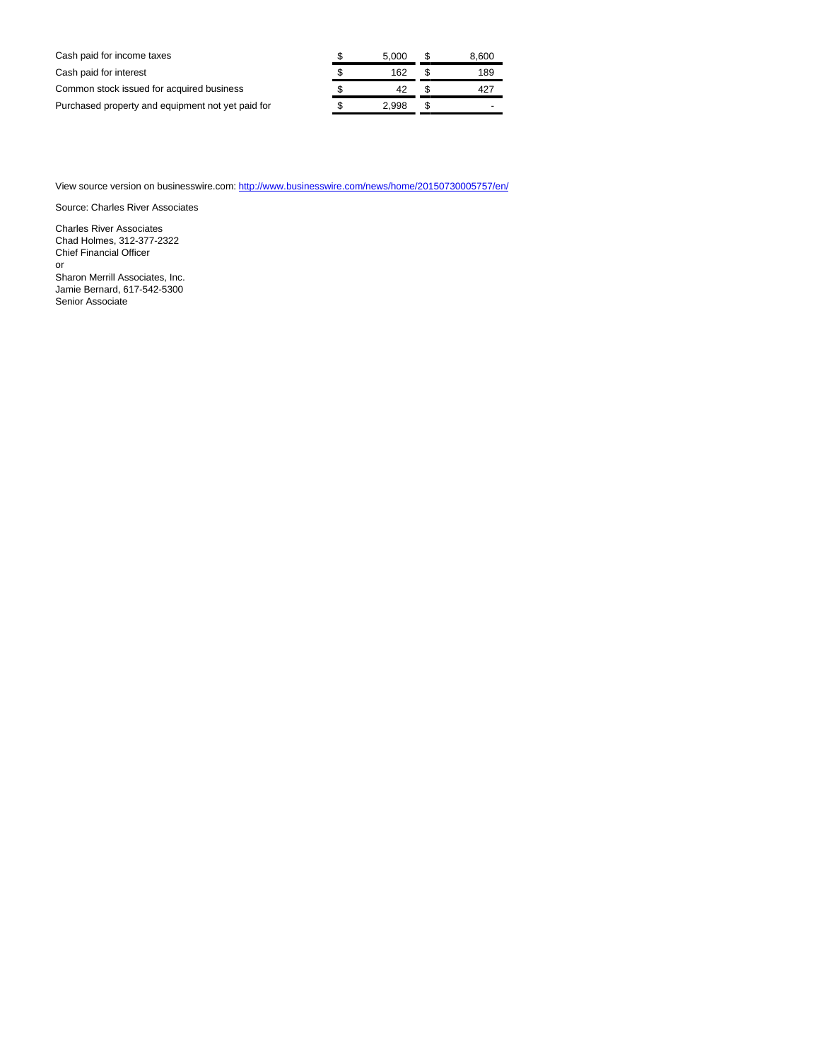| | | |
|---|---|---|
| Cash paid for income taxes | $ 5,000 | $ 8,600 |
| Cash paid for interest | $ 162 | $ 189 |
| Common stock issued for acquired business | $ 42 | $ 427 |
| Purchased property and equipment not yet paid for | $ 2,998 | $ - |

View source version on businesswire.com: http://www.businesswire.com/news/home/20150730005757/en/

Source: Charles River Associates

Charles River Associates
Chad Holmes, 312-377-2322
Chief Financial Officer
or
Sharon Merrill Associates, Inc.
Jamie Bernard, 617-542-5300
Senior Associate